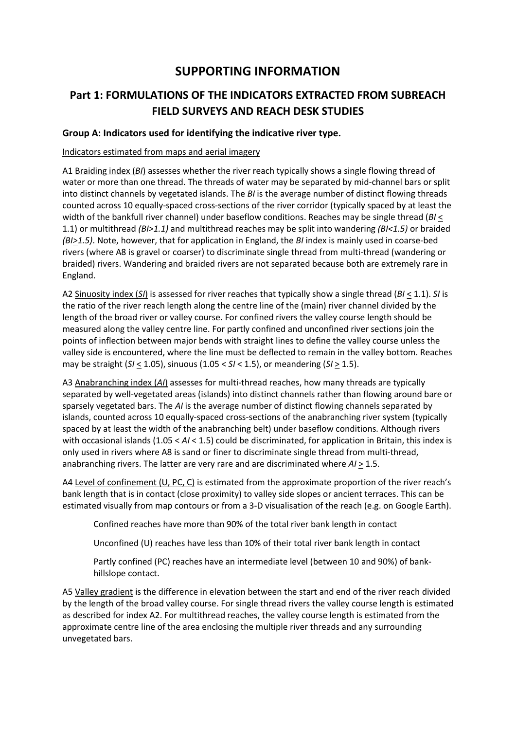# SUPPORTING INFORMATION

## Part 1: FORMULATIONS OF THE INDICATORS EXTRACTED FROM SUBREACH FIELD SURVEYS AND REACH DESK STUDIES

### Group A: Indicators used for identifying the indicative river type.

Indicators estimated from maps and aerial imagery

A1 Braiding index (*BI*) assesses whether the river reach typically shows a single flowing thread of water or more than one thread. The threads of water may be separated by mid-channel bars or split into distinct channels by vegetated islands. The *BI* is the average number of distinct flowing threads counted across 10 equally-spaced cross-sections of the river corridor (typically spaced by at least the width of the bankfull river channel) under baseflow conditions. Reaches may be single thread ($BI \leq 1.1$) or multithread ($BI > 1.1$) and multithread reaches may be split into wandering ($BI < 1.5$) or braided ($BI \geq 1.5$). Note, however, that for application in England, the *BI* index is mainly used in coarse-bed rivers (where A8 is gravel or coarser) to discriminate single thread from multi-thread (wandering or braided) rivers. Wandering and braided rivers are not separated because both are extremely rare in England.

A2 Sinuosity index (*SI*) is assessed for river reaches that typically show a single thread ($BI \leq 1.1$). *SI* is the ratio of the river reach length along the centre line of the (main) river channel divided by the length of the broad river or valley course. For confined rivers the valley course length should be measured along the valley centre line. For partly confined and unconfined river sections join the points of inflection between major bends with straight lines to define the valley course unless the valley side is encountered, where the line must be deflected to remain in the valley bottom. Reaches may be straight ($SI \leq 1.05$), sinuous ($1.05 < SI < 1.5$), or meandering ($SI \geq 1.5$).

A3 Anabranching index (*AI*) assesses for multi-thread reaches, how many threads are typically separated by well-vegetated areas (islands) into distinct channels rather than flowing around bare or sparsely vegetated bars. The *AI* is the average number of distinct flowing channels separated by islands, counted across 10 equally-spaced cross-sections of the anabranching river system (typically spaced by at least the width of the anabranching belt) under baseflow conditions. Although rivers with occasional islands ($1.05 < AI < 1.5$) could be discriminated, for application in Britain, this index is only used in rivers where A8 is sand or finer to discriminate single thread from multi-thread, anabranching rivers. The latter are very rare and are discriminated where $AI \geq 1.5$.

A4 Level of confinement (U, PC, C) is estimated from the approximate proportion of the river reach's bank length that is in contact (close proximity) to valley side slopes or ancient terraces. This can be estimated visually from map contours or from a 3-D visualisation of the reach (e.g. on Google Earth).

Confined reaches have more than 90% of the total river bank length in contact

Unconfined (U) reaches have less than 10% of their total river bank length in contact

Partly confined (PC) reaches have an intermediate level (between 10 and 90%) of bank-hillslope contact.

A5 Valley gradient is the difference in elevation between the start and end of the river reach divided by the length of the broad valley course. For single thread rivers the valley course length is estimated as described for index A2. For multithread reaches, the valley course length is estimated from the approximate centre line of the area enclosing the multiple river threads and any surrounding unvegetated bars.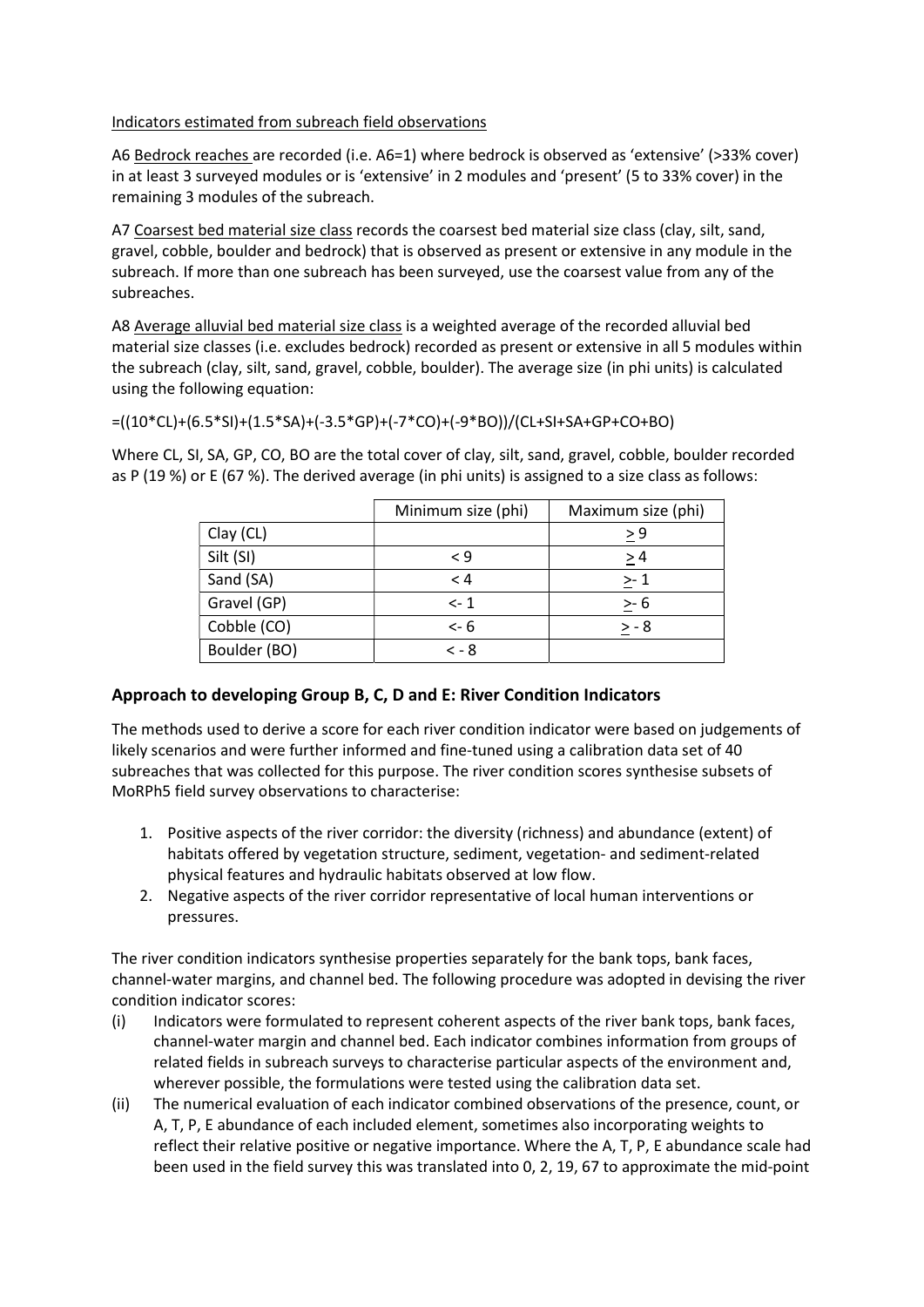Indicators estimated from subreach field observations

A6 Bedrock reaches are recorded (i.e. A6=1) where bedrock is observed as 'extensive' (>33% cover) in at least 3 surveyed modules or is 'extensive' in 2 modules and 'present' (5 to 33% cover) in the remaining 3 modules of the subreach.

A7 Coarsest bed material size class records the coarsest bed material size class (clay, silt, sand, gravel, cobble, boulder and bedrock) that is observed as present or extensive in any module in the subreach. If more than one subreach has been surveyed, use the coarsest value from any of the subreaches.

A8 Average alluvial bed material size class is a weighted average of the recorded alluvial bed material size classes (i.e. excludes bedrock) recorded as present or extensive in all 5 modules within the subreach (clay, silt, sand, gravel, cobble, boulder). The average size (in phi units) is calculated using the following equation:

=((10*CL)+(6.5*SI)+(1.5*SA)+(-3.5*GP)+(-7*CO)+(-9*BO))/(CL+SI+SA+GP+CO+BO)

Where CL, SI, SA, GP, CO, BO are the total cover of clay, silt, sand, gravel, cobble, boulder recorded as P (19 %) or E (67 %). The derived average (in phi units) is assigned to a size class as follows:

| | Minimum size (phi) | Maximum size (phi) |
|---|---|---|
| Clay (CL) | | $\geq 9$ |
| Silt (SI) | $< 9$ | $\geq 4$ |
| Sand (SA) | $< 4$ | $\geq -1$ |
| Gravel (GP) | $< -1$ | $\geq -6$ |
| Cobble (CO) | $< -6$ | $\geq -8$ |
| Boulder (BO) | $< -8$ | |

## Approach to developing Group B, C, D and E: River Condition Indicators

The methods used to derive a score for each river condition indicator were based on judgements of likely scenarios and were further informed and fine-tuned using a calibration data set of 40 subreaches that was collected for this purpose. The river condition scores synthesise subsets of MoRPh5 field survey observations to characterise:

1. Positive aspects of the river corridor: the diversity (richness) and abundance (extent) of habitats offered by vegetation structure, sediment, vegetation- and sediment-related physical features and hydraulic habitats observed at low flow.
2. Negative aspects of the river corridor representative of local human interventions or pressures.

The river condition indicators synthesise properties separately for the bank tops, bank faces, channel-water margins, and channel bed. The following procedure was adopted in devising the river condition indicator scores:

(i) Indicators were formulated to represent coherent aspects of the river bank tops, bank faces, channel-water margin and channel bed. Each indicator combines information from groups of related fields in subreach surveys to characterise particular aspects of the environment and, wherever possible, the formulations were tested using the calibration data set.

(ii) The numerical evaluation of each indicator combined observations of the presence, count, or A, T, P, E abundance of each included element, sometimes also incorporating weights to reflect their relative positive or negative importance. Where the A, T, P, E abundance scale had been used in the field survey this was translated into 0, 2, 19, 67 to approximate the mid-point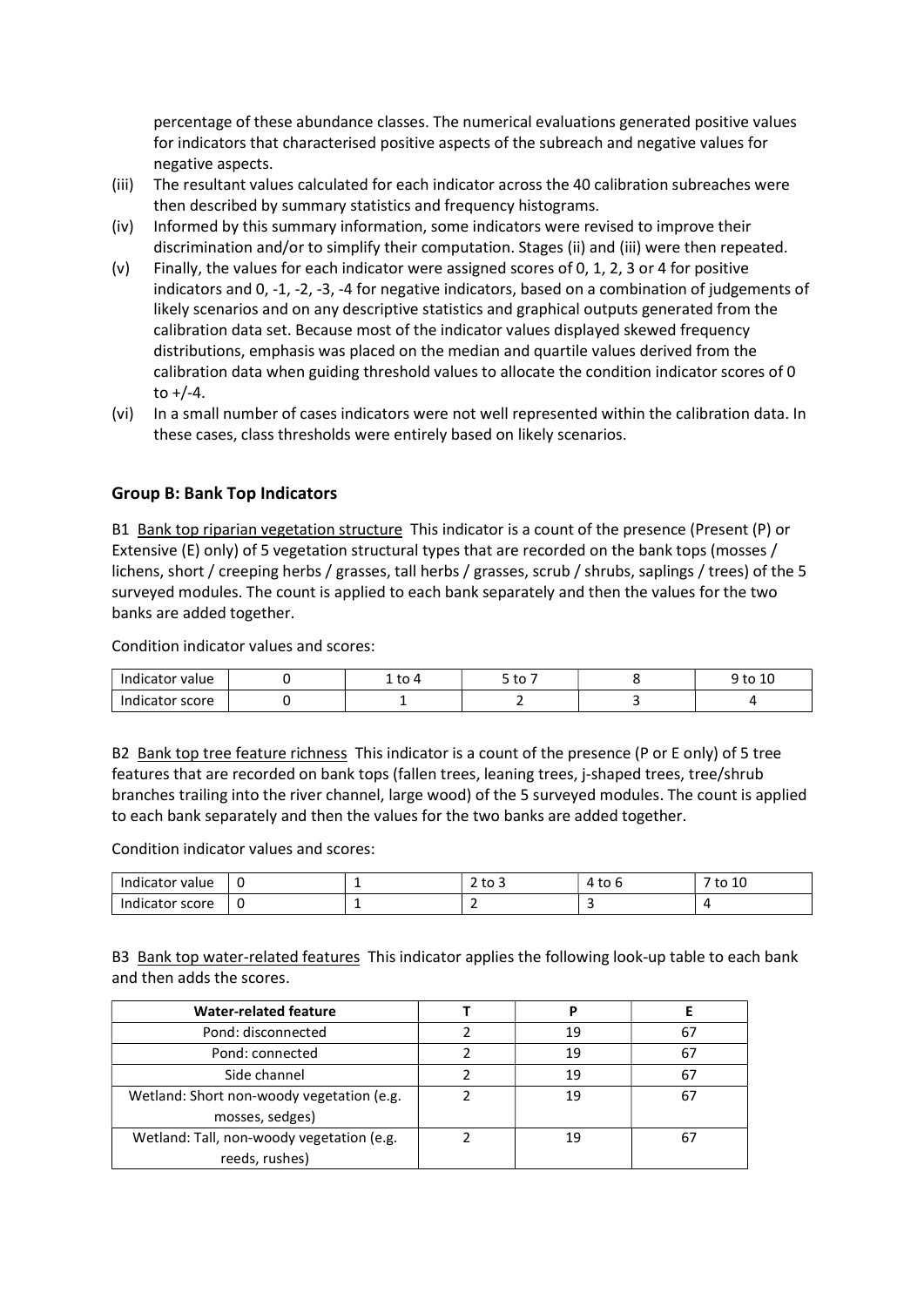percentage of these abundance classes. The numerical evaluations generated positive values for indicators that characterised positive aspects of the subreach and negative values for negative aspects.

(iii) The resultant values calculated for each indicator across the 40 calibration subreaches were then described by summary statistics and frequency histograms.

(iv) Informed by this summary information, some indicators were revised to improve their discrimination and/or to simplify their computation. Stages (ii) and (iii) were then repeated.

(v) Finally, the values for each indicator were assigned scores of 0, 1, 2, 3 or 4 for positive indicators and 0, -1, -2, -3, -4 for negative indicators, based on a combination of judgements of likely scenarios and on any descriptive statistics and graphical outputs generated from the calibration data set. Because most of the indicator values displayed skewed frequency distributions, emphasis was placed on the median and quartile values derived from the calibration data when guiding threshold values to allocate the condition indicator scores of 0 to +/-4.

(vi) In a small number of cases indicators were not well represented within the calibration data. In these cases, class thresholds were entirely based on likely scenarios.

### Group B: Bank Top Indicators

B1 Bank top riparian vegetation structure This indicator is a count of the presence (Present (P) or Extensive (E) only) of 5 vegetation structural types that are recorded on the bank tops (mosses / lichens, short / creeping herbs / grasses, tall herbs / grasses, scrub / shrubs, saplings / trees) of the 5 surveyed modules. The count is applied to each bank separately and then the values for the two banks are added together.

Condition indicator values and scores:

| Indicator value | 0 | 1 to 4 | 5 to 7 | 8 | 9 to 10 |
|---|---|---|---|---|---|
| Indicator score | 0 | 1 | 2 | 3 | 4 |

B2 Bank top tree feature richness This indicator is a count of the presence (P or E only) of 5 tree features that are recorded on bank tops (fallen trees, leaning trees, j-shaped trees, tree/shrub branches trailing into the river channel, large wood) of the 5 surveyed modules. The count is applied to each bank separately and then the values for the two banks are added together.

Condition indicator values and scores:

| Indicator value | 0 | 1 | 2 to 3 | 4 to 6 | 7 to 10 |
|---|---|---|---|---|---|
| Indicator score | 0 | 1 | 2 | 3 | 4 |

B3 Bank top water-related features This indicator applies the following look-up table to each bank and then adds the scores.

| Water-related feature | T | P | E |
|---|---|---|---|
| Pond: disconnected | 2 | 19 | 67 |
| Pond: connected | 2 | 19 | 67 |
| Side channel | 2 | 19 | 67 |
| Wetland: Short non-woody vegetation (e.g. mosses, sedges) | 2 | 19 | 67 |
| Wetland: Tall, non-woody vegetation (e.g. reeds, rushes) | 2 | 19 | 67 |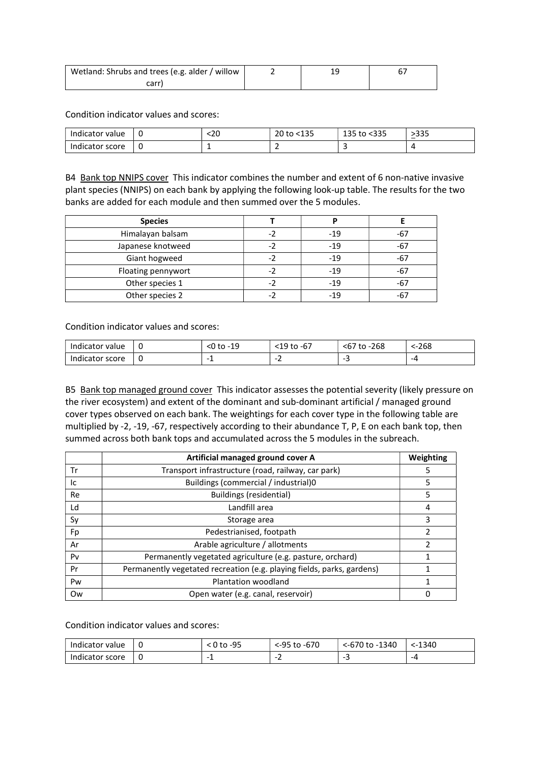| Wetland: Shrubs and trees (e.g. alder / willow carr) | 2 | 19 | 67 |
|---|---|---|---|

Condition indicator values and scores:

| Indicator value | 0 | <20 | 20 to <135 | 135 to <335 | >335 |
|---|---|---|---|---|---|
| Indicator score | 0 | 1 | 2 | 3 | 4 |

B4 Bank top NNIPS cover This indicator combines the number and extent of 6 non-native invasive plant species (NNIPS) on each bank by applying the following look-up table. The results for the two banks are added for each module and then summed over the 5 modules.

| Species | T | P | E |
|---|---|---|---|
| Himalayan balsam | -2 | -19 | -67 |
| Japanese knotweed | -2 | -19 | -67 |
| Giant hogweed | -2 | -19 | -67 |
| Floating pennywort | -2 | -19 | -67 |
| Other species 1 | -2 | -19 | -67 |
| Other species 2 | -2 | -19 | -67 |

Condition indicator values and scores:

| Indicator value | 0 | <0 to -19 | <19 to -67 | <67 to -268 | <-268 |
|---|---|---|---|---|---|
| Indicator score | 0 | -1 | -2 | -3 | -4 |

B5 Bank top managed ground cover This indicator assesses the potential severity (likely pressure on the river ecosystem) and extent of the dominant and sub-dominant artificial / managed ground cover types observed on each bank. The weightings for each cover type in the following table are multiplied by -2, -19, -67, respectively according to their abundance T, P, E on each bank top, then summed across both bank tops and accumulated across the 5 modules in the subreach.

| | Artificial managed ground cover A | Weighting |
|---|---|---|
| Tr | Transport infrastructure (road, railway, car park) | 5 |
| Ic | Buildings (commercial / industrial)0 | 5 |
| Re | Buildings (residential) | 5 |
| Ld | Landfill area | 4 |
| Sy | Storage area | 3 |
| Fp | Pedestrianised, footpath | 2 |
| Ar | Arable agriculture / allotments | 2 |
| Pv | Permanently vegetated agriculture (e.g. pasture, orchard) | 1 |
| Pr | Permanently vegetated recreation (e.g. playing fields, parks, gardens) | 1 |
| Pw | Plantation woodland | 1 |
| Ow | Open water (e.g. canal, reservoir) | 0 |

Condition indicator values and scores:

| Indicator value | 0 | < 0 to -95 | <-95 to -670 | <-670 to -1340 | <-1340 |
|---|---|---|---|---|---|
| Indicator score | 0 | -1 | -2 | -3 | -4 |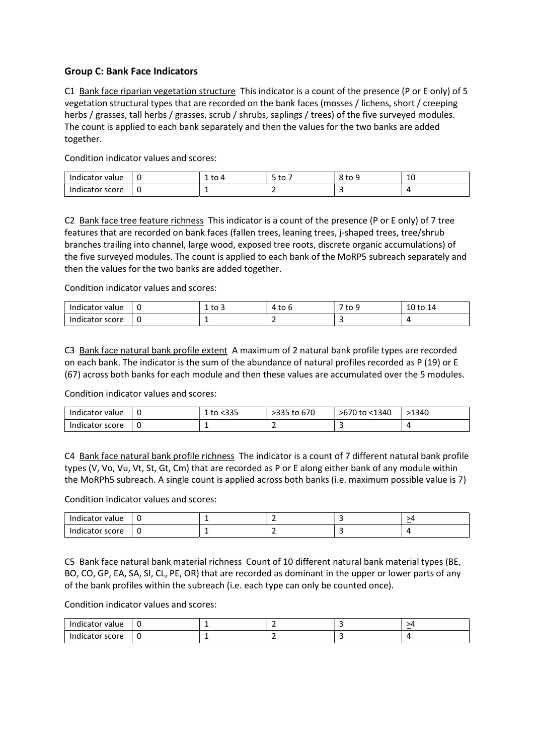### Group C: Bank Face Indicators

C1 <u>Bank face riparian vegetation structure</u> This indicator is a count of the presence (P or E only) of 5 vegetation structural types that are recorded on the bank faces (mosses / lichens, short / creeping herbs / grasses, tall herbs / grasses, scrub / shrubs, saplings / trees) of the five surveyed modules. The count is applied to each bank separately and then the values for the two banks are added together.

Condition indicator values and scores:

| Indicator value | 0 | 1 to 4 | 5 to 7 | 8 to 9 | 10 |
|---|---|---|---|---|---|
| Indicator score | 0 | 1 | 2 | 3 | 4 |

C2 <u>Bank face tree feature richness</u> This indicator is a count of the presence (P or E only) of 7 tree features that are recorded on bank faces (fallen trees, leaning trees, j-shaped trees, tree/shrub branches trailing into channel, large wood, exposed tree roots, discrete organic accumulations) of the five surveyed modules. The count is applied to each bank of the MoRP5 subreach separately and then the values for the two banks are added together.

Condition indicator values and scores:

| Indicator value | 0 | 1 to 3 | 4 to 6 | 7 to 9 | 10 to 14 |
|---|---|---|---|---|---|
| Indicator score | 0 | 1 | 2 | 3 | 4 |

C3 <u>Bank face natural bank profile extent</u> A maximum of 2 natural bank profile types are recorded on each bank. The indicator is the sum of the abundance of natural profiles recorded as P (19) or E (67) across both banks for each module and then these values are accumulated over the 5 modules.

Condition indicator values and scores:

| Indicator value | 0 | 1 to ≤335 | >335 to 670 | >670 to ≤1340 | ≥1340 |
|---|---|---|---|---|---|
| Indicator score | 0 | 1 | 2 | 3 | 4 |

C4 <u>Bank face natural bank profile richness</u> The indicator is a count of 7 different natural bank profile types (V, Vo, Vu, Vt, St, Gt, Cm) that are recorded as P or E along either bank of any module within the MoRPh5 subreach. A single count is applied across both banks (i.e. maximum possible value is 7)

Condition indicator values and scores:

| Indicator value | 0 | 1 | 2 | 3 | ≥4 |
|---|---|---|---|---|---|
| Indicator score | 0 | 1 | 2 | 3 | 4 |

C5 <u>Bank face natural bank material richness</u> Count of 10 different natural bank material types (BE, BO, CO, GP, EA, SA, SI, CL, PE, OR) that are recorded as dominant in the upper or lower parts of any of the bank profiles within the subreach (i.e. each type can only be counted once).

Condition indicator values and scores:

| Indicator value | 0 | 1 | 2 | 3 | ≥4 |
|---|---|---|---|---|---|
| Indicator score | 0 | 1 | 2 | 3 | 4 |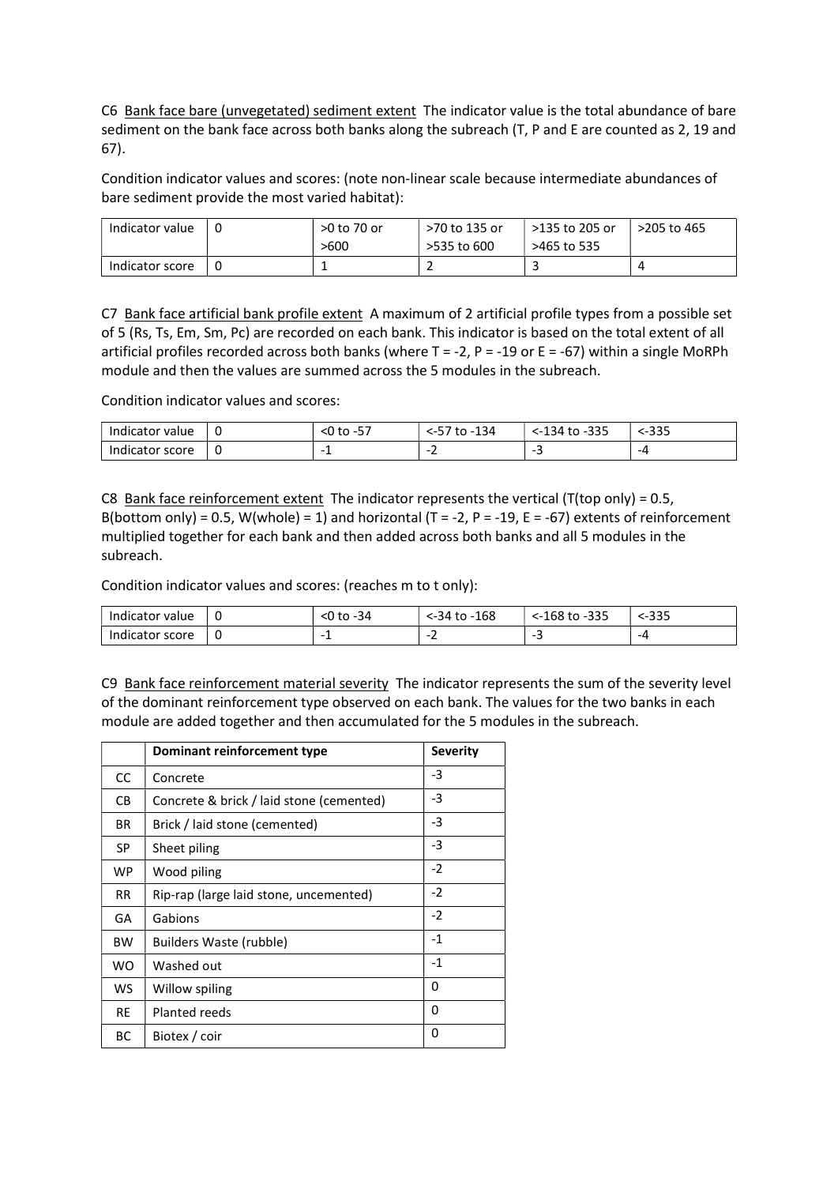C6 Bank face bare (unvegetated) sediment extent The indicator value is the total abundance of bare sediment on the bank face across both banks along the subreach (T, P and E are counted as 2, 19 and 67).

Condition indicator values and scores: (note non-linear scale because intermediate abundances of bare sediment provide the most varied habitat):

| Indicator value | 0 | >0 to 70 or >600 | >70 to 135 or >535 to 600 | >135 to 205 or >465 to 535 | >205 to 465 |
|---|---|---|---|---|---|
| Indicator score | 0 | 1 | 2 | 3 | 4 |

C7 Bank face artificial bank profile extent A maximum of 2 artificial profile types from a possible set of 5 (Rs, Ts, Em, Sm, Pc) are recorded on each bank. This indicator is based on the total extent of all artificial profiles recorded across both banks (where T = -2, P = -19 or E = -67) within a single MoRPh module and then the values are summed across the 5 modules in the subreach.

Condition indicator values and scores:

| Indicator value | 0 | <0 to -57 | <-57 to -134 | <-134 to -335 | <-335 |
|---|---|---|---|---|---|
| Indicator score | 0 | -1 | -2 | -3 | -4 |

C8 Bank face reinforcement extent The indicator represents the vertical (T(top only) = 0.5, B(bottom only) = 0.5, W(whole) = 1) and horizontal (T = -2, P = -19, E = -67) extents of reinforcement multiplied together for each bank and then added across both banks and all 5 modules in the subreach.

Condition indicator values and scores: (reaches m to t only):

| Indicator value | 0 | <0 to -34 | <-34 to -168 | <-168 to -335 | <-335 |
|---|---|---|---|---|---|
| Indicator score | 0 | -1 | -2 | -3 | -4 |

C9 Bank face reinforcement material severity The indicator represents the sum of the severity level of the dominant reinforcement type observed on each bank. The values for the two banks in each module are added together and then accumulated for the 5 modules in the subreach.

| | **Dominant reinforcement type** | **Severity** |
|---|---|---|
| CC | Concrete | -3 |
| CB | Concrete & brick / laid stone (cemented) | -3 |
| BR | Brick / laid stone (cemented) | -3 |
| SP | Sheet piling | -3 |
| WP | Wood piling | -2 |
| RR | Rip-rap (large laid stone, uncemented) | -2 |
| GA | Gabions | -2 |
| BW | Builders Waste (rubble) | -1 |
| WO | Washed out | -1 |
| WS | Willow spiling | 0 |
| RE | Planted reeds | 0 |
| BC | Biotex / coir | 0 |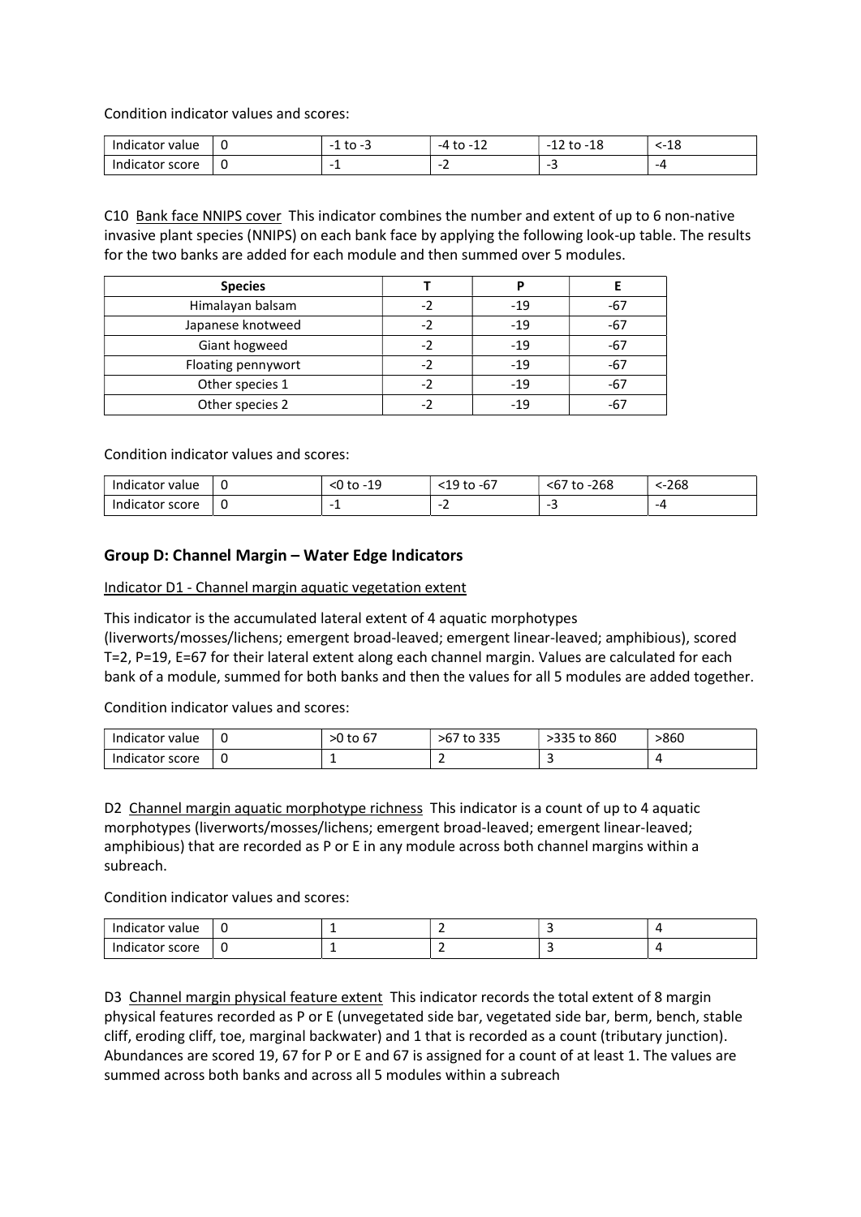Condition indicator values and scores:

| Indicator value | 0 | -1 to -3 | -4 to -12 | -12 to -18 | <-18 |
|---|---|---|---|---|---|
| Indicator score | 0 | -1 | -2 | -3 | -4 |

C10 Bank face NNIPS cover This indicator combines the number and extent of up to 6 non-native invasive plant species (NNIPS) on each bank face by applying the following look-up table. The results for the two banks are added for each module and then summed over 5 modules.

| Species | T | P | E |
|---|---|---|---|
| Himalayan balsam | -2 | -19 | -67 |
| Japanese knotweed | -2 | -19 | -67 |
| Giant hogweed | -2 | -19 | -67 |
| Floating pennywort | -2 | -19 | -67 |
| Other species 1 | -2 | -19 | -67 |
| Other species 2 | -2 | -19 | -67 |

Condition indicator values and scores:

| Indicator value | 0 | <0 to -19 | <19 to -67 | <67 to -268 | <-268 |
|---|---|---|---|---|---|
| Indicator score | 0 | -1 | -2 | -3 | -4 |

## Group D: Channel Margin – Water Edge Indicators

Indicator D1 - Channel margin aquatic vegetation extent

This indicator is the accumulated lateral extent of 4 aquatic morphotypes (liverworts/mosses/lichens; emergent broad-leaved; emergent linear-leaved; amphibious), scored T=2, P=19, E=67 for their lateral extent along each channel margin. Values are calculated for each bank of a module, summed for both banks and then the values for all 5 modules are added together.

Condition indicator values and scores:

| Indicator value | 0 | >0 to 67 | >67 to 335 | >335 to 860 | >860 |
|---|---|---|---|---|---|
| Indicator score | 0 | 1 | 2 | 3 | 4 |

D2 Channel margin aquatic morphotype richness This indicator is a count of up to 4 aquatic morphotypes (liverworts/mosses/lichens; emergent broad-leaved; emergent linear-leaved; amphibious) that are recorded as P or E in any module across both channel margins within a subreach.

Condition indicator values and scores:

| Indicator value | 0 | 1 | 2 | 3 | 4 |
|---|---|---|---|---|---|
| Indicator score | 0 | 1 | 2 | 3 | 4 |

D3 Channel margin physical feature extent This indicator records the total extent of 8 margin physical features recorded as P or E (unvegetated side bar, vegetated side bar, berm, bench, stable cliff, eroding cliff, toe, marginal backwater) and 1 that is recorded as a count (tributary junction). Abundances are scored 19, 67 for P or E and 67 is assigned for a count of at least 1. The values are summed across both banks and across all 5 modules within a subreach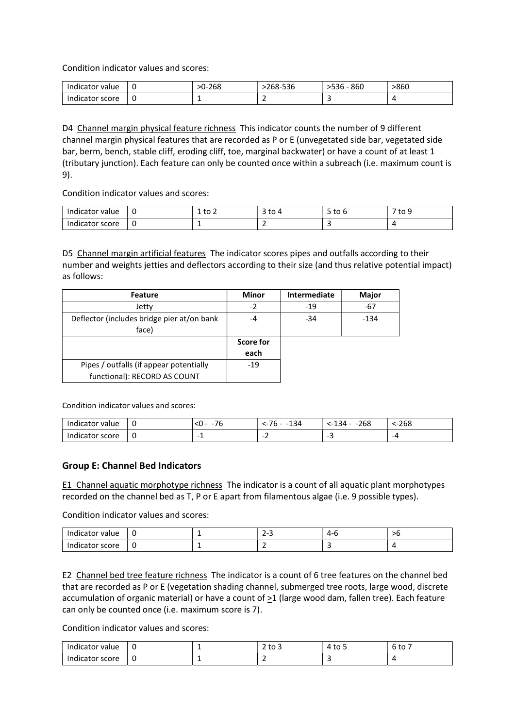Condition indicator values and scores:

| Indicator value | 0 | >0-268 | >268-536 | >536 - 860 | >860 |
|---|---|---|---|---|---|
| Indicator score | 0 | 1 | 2 | 3 | 4 |

D4 <u>Channel margin physical feature richness</u> This indicator counts the number of 9 different channel margin physical features that are recorded as P or E (unvegetated side bar, vegetated side bar, berm, bench, stable cliff, eroding cliff, toe, marginal backwater) or have a count of at least 1 (tributary junction). Each feature can only be counted once within a subreach (i.e. maximum count is 9).

Condition indicator values and scores:

| Indicator value | 0 | 1 to 2 | 3 to 4 | 5 to 6 | 7 to 9 |
|---|---|---|---|---|---|
| Indicator score | 0 | 1 | 2 | 3 | 4 |

D5 <u>Channel margin artificial features</u> The indicator scores pipes and outfalls according to their number and weights jetties and deflectors according to their size (and thus relative potential impact) as follows:

| Feature | Minor | Intermediate | Major |
|---|---|---|---|
| Jetty | -2 | -19 | -67 |
| Deflector (includes bridge pier at/on bank face) | -4 | -34 | -134 |
| | **Score for each** | | |
| Pipes / outfalls (if appear potentially functional): RECORD AS COUNT | -19 | | |

Condition indicator values and scores:

| Indicator value | 0 | <0 - -76 | <-76 - -134 | <-134 - -268 | <-268 |
|---|---|---|---|---|---|
| Indicator score | 0 | -1 | -2 | -3 | -4 |

## Group E: Channel Bed Indicators

<u>E1 Channel aquatic morphotype richness</u> The indicator is a count of all aquatic plant morphotypes recorded on the channel bed as T, P or E apart from filamentous algae (i.e. 9 possible types).

Condition indicator values and scores:

| Indicator value | 0 | 1 | 2-3 | 4-6 | >6 |
|---|---|---|---|---|---|
| Indicator score | 0 | 1 | 2 | 3 | 4 |

E2 <u>Channel bed tree feature richness</u> The indicator is a count of 6 tree features on the channel bed that are recorded as P or E (vegetation shading channel, submerged tree roots, large wood, discrete accumulation of organic material) or have a count of $\geq$1 (large wood dam, fallen tree). Each feature can only be counted once (i.e. maximum score is 7).

Condition indicator values and scores:

| Indicator value | 0 | 1 | 2 to 3 | 4 to 5 | 6 to 7 |
|---|---|---|---|---|---|
| Indicator score | 0 | 1 | 2 | 3 | 4 |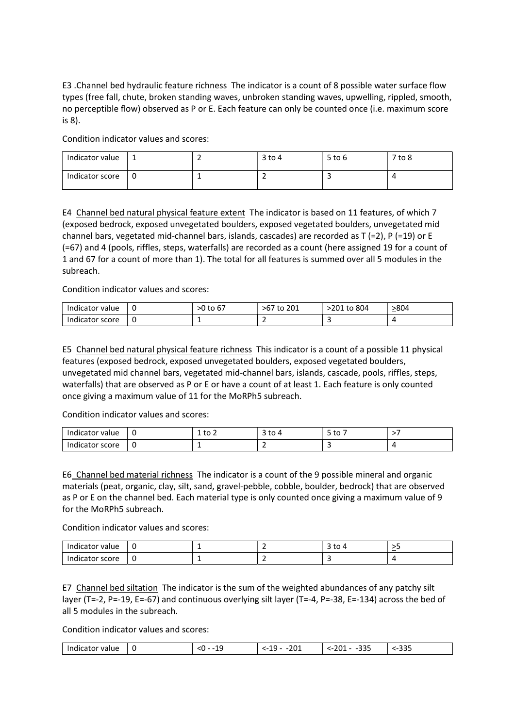E3 .Channel bed hydraulic feature richness The indicator is a count of 8 possible water surface flow types (free fall, chute, broken standing waves, unbroken standing waves, upwelling, rippled, smooth, no perceptible flow) observed as P or E. Each feature can only be counted once (i.e. maximum score is 8).

Condition indicator values and scores:

| Indicator value | 1 | 2 | 3 to 4 | 5 to 6 | 7 to 8 |
|---|---|---|---|---|---|
| Indicator score | 0 | 1 | 2 | 3 | 4 |

E4 Channel bed natural physical feature extent The indicator is based on 11 features, of which 7 (exposed bedrock, exposed unvegetated boulders, exposed vegetated boulders, unvegetated mid channel bars, vegetated mid-channel bars, islands, cascades) are recorded as T (=2), P (=19) or E (=67) and 4 (pools, riffles, steps, waterfalls) are recorded as a count (here assigned 19 for a count of 1 and 67 for a count of more than 1). The total for all features is summed over all 5 modules in the subreach.

Condition indicator values and scores:

| Indicator value | 0 | >0 to 67 | >67 to 201 | >201 to 804 | ≥804 |
|---|---|---|---|---|---|
| Indicator score | 0 | 1 | 2 | 3 | 4 |

E5 Channel bed natural physical feature richness This indicator is a count of a possible 11 physical features (exposed bedrock, exposed unvegetated boulders, exposed vegetated boulders, unvegetated mid channel bars, vegetated mid-channel bars, islands, cascade, pools, riffles, steps, waterfalls) that are observed as P or E or have a count of at least 1. Each feature is only counted once giving a maximum value of 11 for the MoRPh5 subreach.

Condition indicator values and scores:

| Indicator value | 0 | 1 to 2 | 3 to 4 | 5 to 7 | >7 |
|---|---|---|---|---|---|
| Indicator score | 0 | 1 | 2 | 3 | 4 |

E6 Channel bed material richness The indicator is a count of the 9 possible mineral and organic materials (peat, organic, clay, silt, sand, gravel-pebble, cobble, boulder, bedrock) that are observed as P or E on the channel bed. Each material type is only counted once giving a maximum value of 9 for the MoRPh5 subreach.

Condition indicator values and scores:

| Indicator value | 0 | 1 | 2 | 3 to 4 | ≥5 |
|---|---|---|---|---|---|
| Indicator score | 0 | 1 | 2 | 3 | 4 |

E7 Channel bed siltation The indicator is the sum of the weighted abundances of any patchy silt layer (T=-2, P=-19, E=-67) and continuous overlying silt layer (T=-4, P=-38, E=-134) across the bed of all 5 modules in the subreach.

Condition indicator values and scores:

| Indicator value | 0 | <0 - -19 | <-19 - -201 | <-201 - -335 | <-335 |
|---|---|---|---|---|---|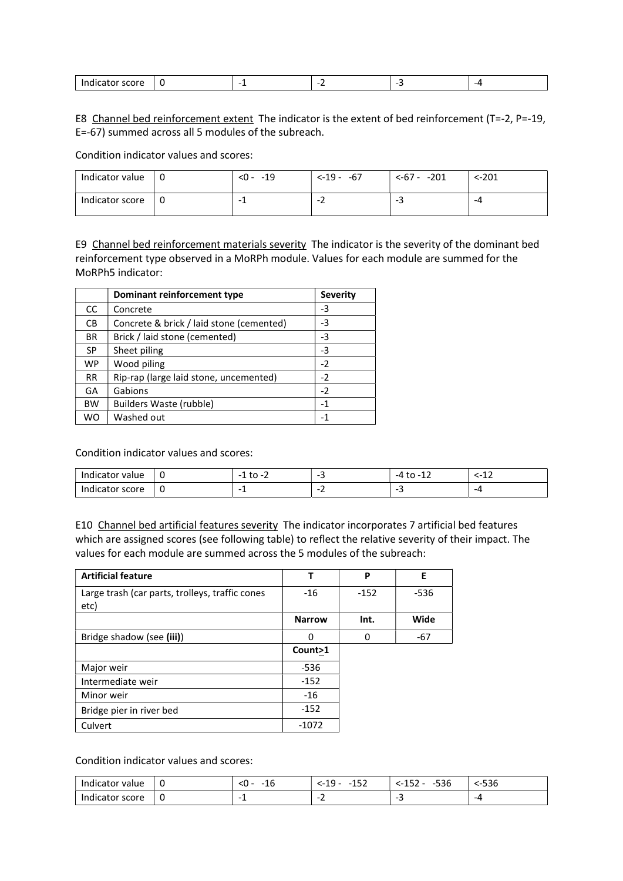| Indicator score | 0 | -1 | -2 | -3 | -4 |
|---|---|---|---|---|---|

E8 Channel bed reinforcement extent The indicator is the extent of bed reinforcement (T=-2, P=-19, E=-67) summed across all 5 modules of the subreach.

Condition indicator values and scores:

| Indicator value | 0 | <0 - -19 | <-19 - -67 | <-67 - -201 | <-201 |
|---|---|---|---|---|---|
| Indicator score | 0 | -1 | -2 | -3 | -4 |

E9 Channel bed reinforcement materials severity The indicator is the severity of the dominant bed reinforcement type observed in a MoRPh module. Values for each module are summed for the MoRPh5 indicator:

| | Dominant reinforcement type | Severity |
|---|---|---|
| CC | Concrete | -3 |
| CB | Concrete & brick / laid stone (cemented) | -3 |
| BR | Brick / laid stone (cemented) | -3 |
| SP | Sheet piling | -3 |
| WP | Wood piling | -2 |
| RR | Rip-rap (large laid stone, uncemented) | -2 |
| GA | Gabions | -2 |
| BW | Builders Waste (rubble) | -1 |
| WO | Washed out | -1 |

Condition indicator values and scores:

| Indicator value | 0 | -1 to -2 | -3 | -4 to -12 | <-12 |
|---|---|---|---|---|---|
| Indicator score | 0 | -1 | -2 | -3 | -4 |

E10 Channel bed artificial features severity The indicator incorporates 7 artificial bed features which are assigned scores (see following table) to reflect the relative severity of their impact. The values for each module are summed across the 5 modules of the subreach:

| Artificial feature | T | P | E |
|---|---|---|---|
| Large trash (car parts, trolleys, traffic cones etc) | -16 | -152 | -536 |
| | **Narrow** | **Int.** | **Wide** |
| Bridge shadow (see **(iii)**) | 0 | 0 | -67 |
| | **Count>1** | | |
| Major weir | -536 | | |
| Intermediate weir | -152 | | |
| Minor weir | -16 | | |
| Bridge pier in river bed | -152 | | |
| Culvert | -1072 | | |

Condition indicator values and scores:

| Indicator value | 0 | <0 - -16 | <-19 - -152 | <-152 - -536 | <-536 |
|---|---|---|---|---|---|
| Indicator score | 0 | -1 | -2 | -3 | -4 |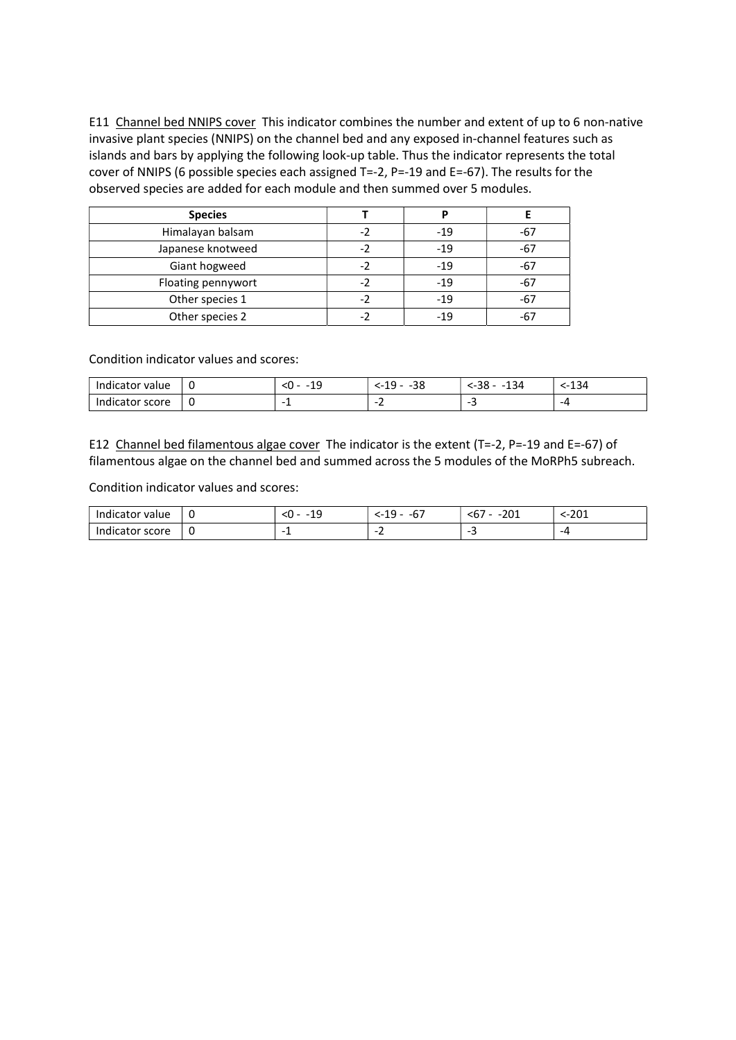E11 <u>Channel bed NNIPS cover</u> This indicator combines the number and extent of up to 6 non-native invasive plant species (NNIPS) on the channel bed and any exposed in-channel features such as islands and bars by applying the following look-up table. Thus the indicator represents the total cover of NNIPS (6 possible species each assigned T=-2, P=-19 and E=-67). The results for the observed species are added for each module and then summed over 5 modules.

| Species | T | P | E |
|---|---|---|---|
| Himalayan balsam | -2 | -19 | -67 |
| Japanese knotweed | -2 | -19 | -67 |
| Giant hogweed | -2 | -19 | -67 |
| Floating pennywort | -2 | -19 | -67 |
| Other species 1 | -2 | -19 | -67 |
| Other species 2 | -2 | -19 | -67 |

Condition indicator values and scores:

| Indicator value | 0 | <0 - -19 | <-19 - -38 | <-38 - -134 | <-134 |
|---|---|---|---|---|---|
| Indicator score | 0 | -1 | -2 | -3 | -4 |

E12 <u>Channel bed filamentous algae cover</u> The indicator is the extent (T=-2, P=-19 and E=-67) of filamentous algae on the channel bed and summed across the 5 modules of the MoRPh5 subreach.

Condition indicator values and scores:

| Indicator value | 0 | <0 - -19 | <-19 - -67 | <67 - -201 | <-201 |
|---|---|---|---|---|---|
| Indicator score | 0 | -1 | -2 | -3 | -4 |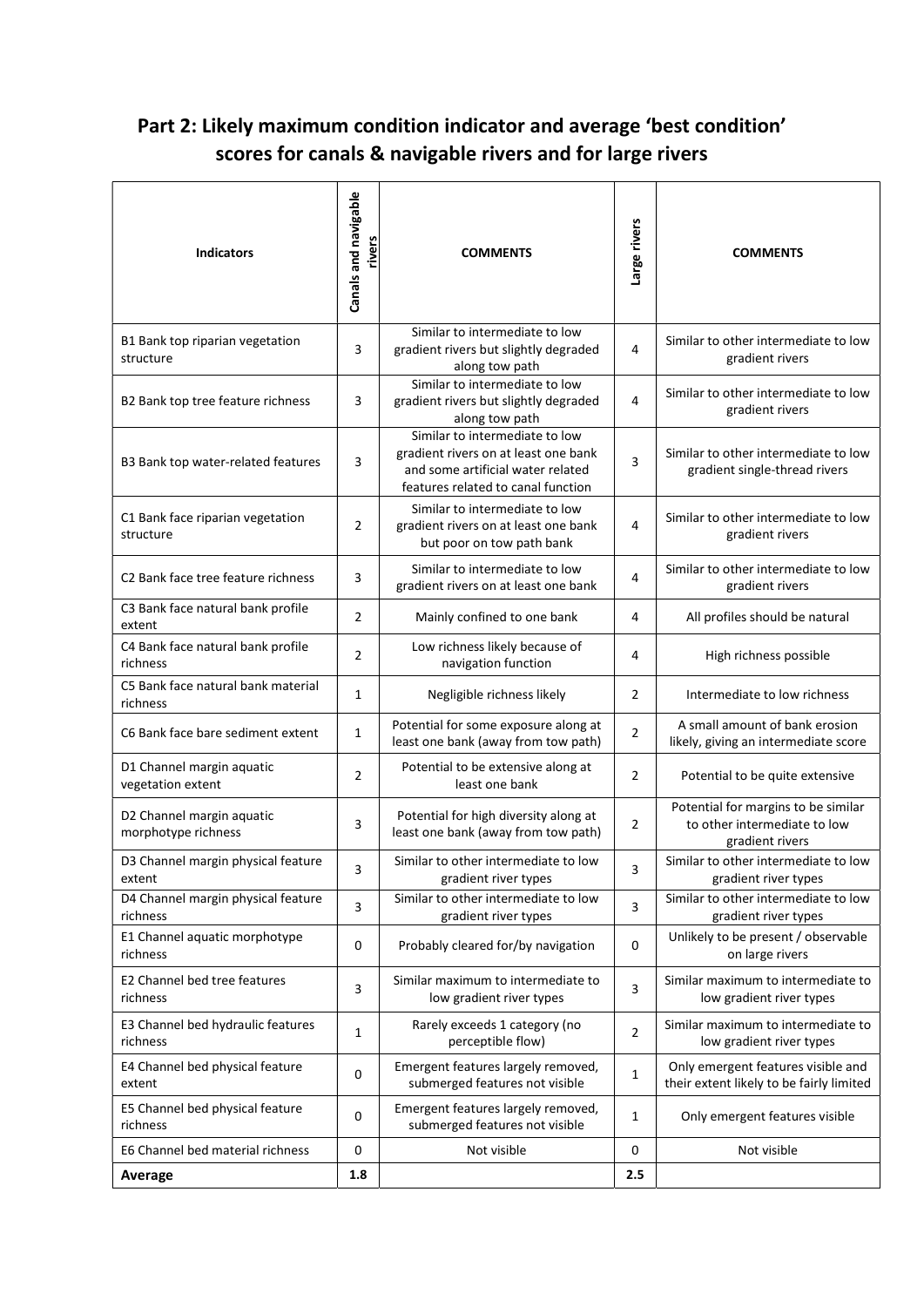## Part 2: Likely maximum condition indicator and average 'best condition' scores for canals & navigable rivers and for large rivers

| Indicators | Canals and navigable rivers | COMMENTS | Large rivers | COMMENTS |
|---|---|---|---|---|
| B1 Bank top riparian vegetation structure | 3 | Similar to intermediate to low gradient rivers but slightly degraded along tow path | 4 | Similar to other intermediate to low gradient rivers |
| B2 Bank top tree feature richness | 3 | Similar to intermediate to low gradient rivers but slightly degraded along tow path | 4 | Similar to other intermediate to low gradient rivers |
| B3 Bank top water-related features | 3 | Similar to intermediate to low gradient rivers on at least one bank and some artificial water related features related to canal function | 3 | Similar to other intermediate to low gradient single-thread rivers |
| C1 Bank face riparian vegetation structure | 2 | Similar to intermediate to low gradient rivers on at least one bank but poor on tow path bank | 4 | Similar to other intermediate to low gradient rivers |
| C2 Bank face tree feature richness | 3 | Similar to intermediate to low gradient rivers on at least one bank | 4 | Similar to other intermediate to low gradient rivers |
| C3 Bank face natural bank profile extent | 2 | Mainly confined to one bank | 4 | All profiles should be natural |
| C4 Bank face natural bank profile richness | 2 | Low richness likely because of navigation function | 4 | High richness possible |
| C5 Bank face natural bank material richness | 1 | Negligible richness likely | 2 | Intermediate to low richness |
| C6 Bank face bare sediment extent | 1 | Potential for some exposure along at least one bank (away from tow path) | 2 | A small amount of bank erosion likely, giving an intermediate score |
| D1 Channel margin aquatic vegetation extent | 2 | Potential to be extensive along at least one bank | 2 | Potential to be quite extensive |
| D2 Channel margin aquatic morphotype richness | 3 | Potential for high diversity along at least one bank (away from tow path) | 2 | Potential for margins to be similar to other intermediate to low gradient rivers |
| D3 Channel margin physical feature extent | 3 | Similar to other intermediate to low gradient river types | 3 | Similar to other intermediate to low gradient river types |
| D4 Channel margin physical feature richness | 3 | Similar to other intermediate to low gradient river types | 3 | Similar to other intermediate to low gradient river types |
| E1 Channel aquatic morphotype richness | 0 | Probably cleared for/by navigation | 0 | Unlikely to be present / observable on large rivers |
| E2 Channel bed tree features richness | 3 | Similar maximum to intermediate to low gradient river types | 3 | Similar maximum to intermediate to low gradient river types |
| E3 Channel bed hydraulic features richness | 1 | Rarely exceeds 1 category (no perceptible flow) | 2 | Similar maximum to intermediate to low gradient river types |
| E4 Channel bed physical feature extent | 0 | Emergent features largely removed, submerged features not visible | 1 | Only emergent features visible and their extent likely to be fairly limited |
| E5 Channel bed physical feature richness | 0 | Emergent features largely removed, submerged features not visible | 1 | Only emergent features visible |
| E6 Channel bed material richness | 0 | Not visible | 0 | Not visible |
| **Average** | **1.8** | | **2.5** | |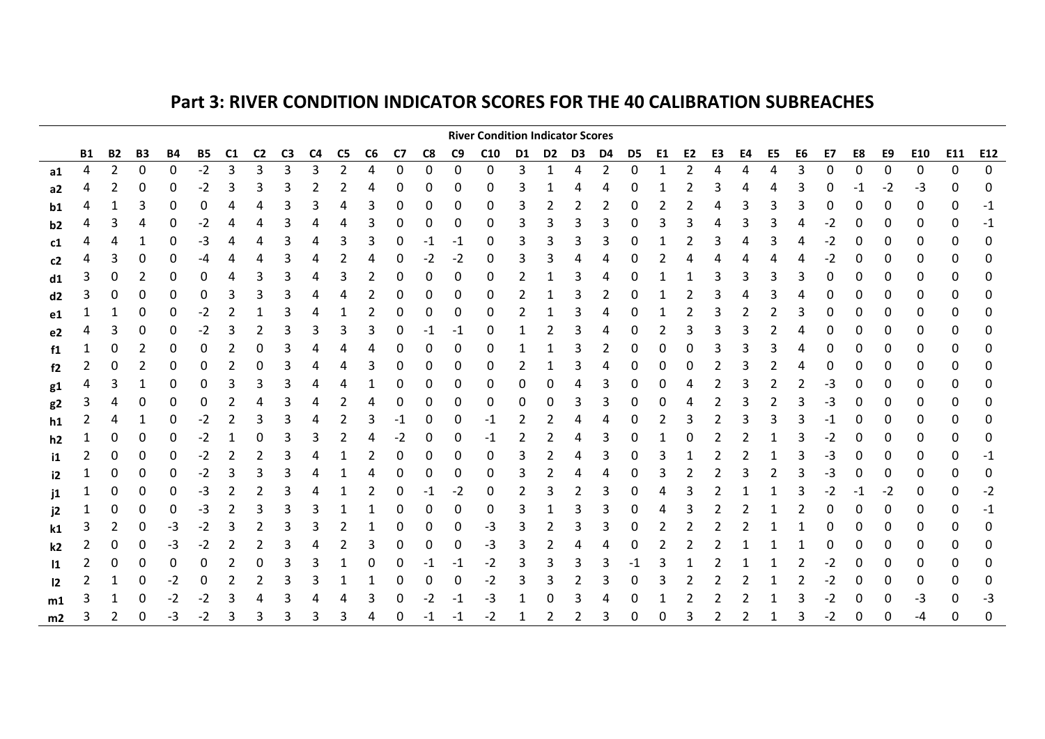## Part 3: RIVER CONDITION INDICATOR SCORES FOR THE 40 CALIBRATION SUBREACHES

| | River Condition Indicator Scores | | | | | | | | | | | | | | | | | | | | | | | | | | | | | | | | |
|---|---|---|---|---|---|---|---|---|---|---|---|---|---|---|---|---|---|---|---|---|---|---|---|---|---|---|---|---|---|---|---|---|---|
| | B1 | B2 | B3 | B4 | B5 | C1 | C2 | C3 | C4 | C5 | C6 | C7 | C8 | C9 | C10 | D1 | D2 | D3 | D4 | D5 | E1 | E2 | E3 | E4 | E5 | E6 | E7 | E8 | E9 | E10 | E11 | E12 |
| a1 | 4 | 2 | 0 | 0 | -2 | 3 | 3 | 3 | 3 | 2 | 4 | 0 | 0 | 0 | 0 | 3 | 1 | 4 | 2 | 0 | 1 | 2 | 4 | 4 | 4 | 3 | 0 | 0 | 0 | 0 | 0 | 0 |
| a2 | 4 | 2 | 0 | 0 | -2 | 3 | 3 | 3 | 2 | 2 | 4 | 0 | 0 | 0 | 0 | 3 | 1 | 4 | 4 | 0 | 1 | 2 | 3 | 4 | 4 | 3 | 0 | -1 | -2 | -3 | 0 | 0 |
| b1 | 4 | 1 | 3 | 0 | 0 | 4 | 4 | 3 | 3 | 4 | 3 | 0 | 0 | 0 | 0 | 3 | 2 | 2 | 2 | 0 | 2 | 2 | 4 | 3 | 3 | 3 | 0 | 0 | 0 | 0 | 0 | -1 |
| b2 | 4 | 3 | 4 | 0 | -2 | 4 | 4 | 3 | 4 | 4 | 3 | 0 | 0 | 0 | 0 | 3 | 3 | 3 | 3 | 0 | 3 | 3 | 4 | 3 | 3 | 4 | -2 | 0 | 0 | 0 | 0 | -1 |
| c1 | 4 | 4 | 1 | 0 | -3 | 4 | 4 | 3 | 4 | 3 | 3 | 0 | -1 | -1 | 0 | 3 | 3 | 3 | 3 | 0 | 1 | 2 | 3 | 4 | 3 | 4 | -2 | 0 | 0 | 0 | 0 | 0 |
| c2 | 4 | 3 | 0 | 0 | -4 | 4 | 4 | 3 | 4 | 2 | 4 | 0 | -2 | -2 | 0 | 3 | 3 | 4 | 4 | 0 | 2 | 4 | 4 | 4 | 4 | 4 | -2 | 0 | 0 | 0 | 0 | 0 |
| d1 | 3 | 0 | 2 | 0 | 0 | 4 | 3 | 3 | 4 | 3 | 2 | 0 | 0 | 0 | 0 | 2 | 1 | 3 | 4 | 0 | 1 | 1 | 3 | 3 | 3 | 3 | 0 | 0 | 0 | 0 | 0 | 0 |
| d2 | 3 | 0 | 0 | 0 | 0 | 3 | 3 | 3 | 4 | 4 | 2 | 0 | 0 | 0 | 0 | 2 | 1 | 3 | 2 | 0 | 1 | 2 | 3 | 4 | 3 | 4 | 0 | 0 | 0 | 0 | 0 | 0 |
| e1 | 1 | 1 | 0 | 0 | -2 | 2 | 1 | 3 | 4 | 1 | 2 | 0 | 0 | 0 | 0 | 2 | 1 | 3 | 4 | 0 | 1 | 2 | 3 | 2 | 2 | 3 | 0 | 0 | 0 | 0 | 0 | 0 |
| e2 | 4 | 3 | 0 | 0 | -2 | 3 | 2 | 3 | 3 | 3 | 3 | 0 | -1 | -1 | 0 | 1 | 2 | 3 | 4 | 0 | 2 | 3 | 3 | 3 | 2 | 4 | 0 | 0 | 0 | 0 | 0 | 0 |
| f1 | 1 | 0 | 2 | 0 | 0 | 2 | 0 | 3 | 4 | 4 | 4 | 0 | 0 | 0 | 0 | 1 | 1 | 3 | 2 | 0 | 0 | 0 | 3 | 3 | 3 | 4 | 0 | 0 | 0 | 0 | 0 | 0 |
| f2 | 2 | 0 | 2 | 0 | 0 | 2 | 0 | 3 | 4 | 4 | 3 | 0 | 0 | 0 | 0 | 2 | 1 | 3 | 4 | 0 | 0 | 0 | 2 | 3 | 2 | 4 | 0 | 0 | 0 | 0 | 0 | 0 |
| g1 | 4 | 3 | 1 | 0 | 0 | 3 | 3 | 3 | 4 | 4 | 1 | 0 | 0 | 0 | 0 | 0 | 0 | 4 | 3 | 0 | 0 | 4 | 2 | 3 | 2 | 2 | -3 | 0 | 0 | 0 | 0 | 0 |
| g2 | 3 | 4 | 0 | 0 | 0 | 2 | 4 | 3 | 4 | 2 | 4 | 0 | 0 | 0 | 0 | 0 | 0 | 3 | 3 | 0 | 0 | 4 | 2 | 3 | 2 | 3 | -3 | 0 | 0 | 0 | 0 | 0 |
| h1 | 2 | 4 | 1 | 0 | -2 | 2 | 3 | 3 | 4 | 2 | 3 | -1 | 0 | 0 | -1 | 2 | 2 | 4 | 4 | 0 | 2 | 3 | 2 | 3 | 3 | 3 | -1 | 0 | 0 | 0 | 0 | 0 |
| h2 | 1 | 0 | 0 | 0 | -2 | 1 | 0 | 3 | 3 | 2 | 4 | -2 | 0 | 0 | -1 | 2 | 2 | 4 | 3 | 0 | 1 | 0 | 2 | 2 | 1 | 3 | -2 | 0 | 0 | 0 | 0 | 0 |
| i1 | 2 | 0 | 0 | 0 | -2 | 2 | 2 | 3 | 4 | 1 | 2 | 0 | 0 | 0 | 0 | 3 | 2 | 4 | 3 | 0 | 3 | 1 | 2 | 2 | 1 | 3 | -3 | 0 | 0 | 0 | 0 | -1 |
| i2 | 1 | 0 | 0 | 0 | -2 | 3 | 3 | 3 | 4 | 1 | 4 | 0 | 0 | 0 | 0 | 3 | 2 | 4 | 4 | 0 | 3 | 2 | 2 | 3 | 2 | 3 | -3 | 0 | 0 | 0 | 0 | 0 |
| j1 | 1 | 0 | 0 | 0 | -3 | 2 | 2 | 3 | 4 | 1 | 2 | 0 | -1 | -2 | 0 | 2 | 3 | 2 | 3 | 0 | 4 | 3 | 2 | 1 | 1 | 3 | -2 | -1 | -2 | 0 | 0 | -2 |
| j2 | 1 | 0 | 0 | 0 | -3 | 2 | 3 | 3 | 3 | 1 | 1 | 0 | 0 | 0 | 0 | 3 | 1 | 3 | 3 | 0 | 4 | 3 | 2 | 2 | 1 | 2 | 0 | 0 | 0 | 0 | 0 | -1 |
| k1 | 3 | 2 | 0 | -3 | -2 | 3 | 2 | 3 | 3 | 2 | 1 | 0 | 0 | 0 | -3 | 3 | 2 | 3 | 3 | 0 | 2 | 2 | 2 | 2 | 1 | 1 | 0 | 0 | 0 | 0 | 0 | 0 |
| k2 | 2 | 0 | 0 | -3 | -2 | 2 | 2 | 3 | 4 | 2 | 3 | 0 | 0 | 0 | -3 | 3 | 2 | 4 | 4 | 0 | 2 | 2 | 2 | 1 | 1 | 1 | 0 | 0 | 0 | 0 | 0 | 0 |
| l1 | 2 | 0 | 0 | 0 | 0 | 2 | 0 | 3 | 3 | 1 | 0 | 0 | -1 | -1 | -2 | 3 | 3 | 3 | 3 | -1 | 3 | 1 | 2 | 1 | 1 | 2 | -2 | 0 | 0 | 0 | 0 | 0 |
| l2 | 2 | 1 | 0 | -2 | 0 | 2 | 2 | 3 | 3 | 1 | 1 | 0 | 0 | 0 | -2 | 3 | 3 | 2 | 3 | 0 | 3 | 2 | 2 | 2 | 1 | 2 | -2 | 0 | 0 | 0 | 0 | 0 |
| m1 | 3 | 1 | 0 | -2 | -2 | 3 | 4 | 3 | 4 | 4 | 3 | 0 | -2 | -1 | -3 | 1 | 0 | 3 | 4 | 0 | 1 | 2 | 2 | 2 | 1 | 3 | -2 | 0 | 0 | -3 | 0 | -3 |
| m2 | 3 | 2 | 0 | -3 | -2 | 3 | 3 | 3 | 3 | 3 | 4 | 0 | -1 | -1 | -2 | 1 | 2 | 2 | 3 | 0 | 0 | 3 | 2 | 2 | 1 | 3 | -2 | 0 | 0 | -4 | 0 | 0 |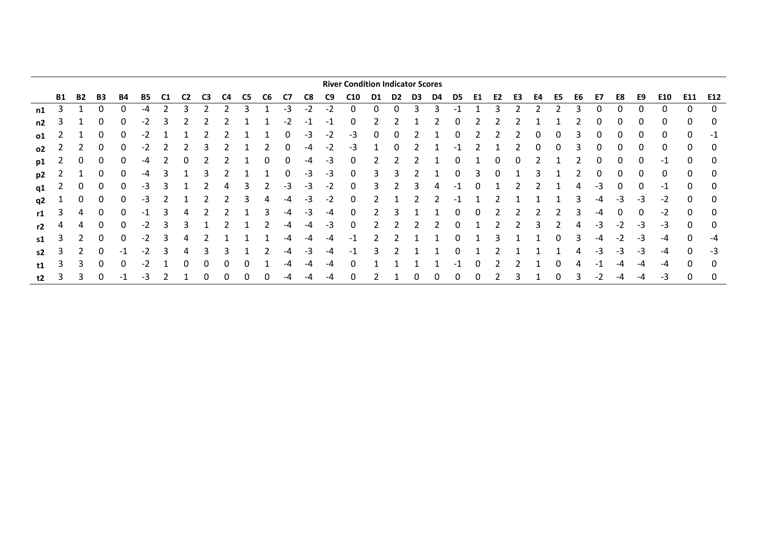| | River Condition Indicator Scores | | | | | | | | | | | | | | | | | | | | | | | | | | | | | | | | |
|---|---|---|---|---|---|---|---|---|---|---|---|---|---|---|---|---|---|---|---|---|---|---|---|---|---|---|---|---|---|---|---|---|---|
| | **B1** | **B2** | **B3** | **B4** | **B5** | **C1** | **C2** | **C3** | **C4** | **C5** | **C6** | **C7** | **C8** | **C9** | **C10** | **D1** | **D2** | **D3** | **D4** | **D5** | **E1** | **E2** | **E3** | **E4** | **E5** | **E6** | **E7** | **E8** | **E9** | **E10** | **E11** | **E12** |
| **n1** | 3 | 1 | 0 | 0 | -4 | 2 | 3 | 2 | 2 | 3 | 1 | -3 | -2 | -2 | 0 | 0 | 0 | 3 | 3 | -1 | 1 | 3 | 2 | 2 | 2 | 3 | 0 | 0 | 0 | 0 | 0 | 0 |
| **n2** | 3 | 1 | 0 | 0 | -2 | 3 | 2 | 2 | 2 | 1 | 1 | -2 | -1 | -1 | 0 | 2 | 2 | 1 | 2 | 0 | 2 | 2 | 2 | 1 | 1 | 2 | 0 | 0 | 0 | 0 | 0 | 0 |
| **o1** | 2 | 1 | 0 | 0 | -2 | 1 | 1 | 2 | 2 | 1 | 1 | 0 | -3 | -2 | -3 | 0 | 0 | 2 | 1 | 0 | 2 | 2 | 2 | 0 | 0 | 3 | 0 | 0 | 0 | 0 | 0 | -1 |
| **o2** | 2 | 2 | 0 | 0 | -2 | 2 | 2 | 3 | 2 | 1 | 2 | 0 | -4 | -2 | -3 | 1 | 0 | 2 | 1 | -1 | 2 | 1 | 2 | 0 | 0 | 3 | 0 | 0 | 0 | 0 | 0 | 0 |
| **p1** | 2 | 0 | 0 | 0 | -4 | 2 | 0 | 2 | 2 | 1 | 0 | 0 | -4 | -3 | 0 | 2 | 2 | 2 | 1 | 0 | 1 | 0 | 0 | 2 | 1 | 2 | 0 | 0 | 0 | -1 | 0 | 0 |
| **p2** | 2 | 1 | 0 | 0 | -4 | 3 | 1 | 3 | 2 | 1 | 1 | 0 | -3 | -3 | 0 | 3 | 3 | 2 | 1 | 0 | 3 | 0 | 1 | 3 | 1 | 2 | 0 | 0 | 0 | 0 | 0 | 0 |
| **q1** | 2 | 0 | 0 | 0 | -3 | 3 | 1 | 2 | 4 | 3 | 2 | -3 | -3 | -2 | 0 | 3 | 2 | 3 | 4 | -1 | 0 | 1 | 2 | 2 | 1 | 4 | -3 | 0 | 0 | -1 | 0 | 0 |
| **q2** | 1 | 0 | 0 | 0 | -3 | 2 | 1 | 2 | 2 | 3 | 4 | -4 | -3 | -2 | 0 | 2 | 1 | 2 | 2 | -1 | 1 | 2 | 1 | 1 | 1 | 3 | -4 | -3 | -3 | -2 | 0 | 0 |
| **r1** | 3 | 4 | 0 | 0 | -1 | 3 | 4 | 2 | 2 | 1 | 3 | -4 | -3 | -4 | 0 | 2 | 3 | 1 | 1 | 0 | 0 | 2 | 2 | 2 | 2 | 3 | -4 | 0 | 0 | -2 | 0 | 0 |
| **r2** | 4 | 4 | 0 | 0 | -2 | 3 | 3 | 1 | 2 | 1 | 2 | -4 | -4 | -3 | 0 | 2 | 2 | 2 | 2 | 0 | 1 | 2 | 2 | 3 | 2 | 4 | -3 | -2 | -3 | -3 | 0 | 0 |
| **s1** | 3 | 2 | 0 | 0 | -2 | 3 | 4 | 2 | 1 | 1 | 1 | -4 | -4 | -4 | -1 | 2 | 2 | 1 | 1 | 0 | 1 | 3 | 1 | 1 | 0 | 3 | -4 | -2 | -3 | -4 | 0 | -4 |
| **s2** | 3 | 2 | 0 | -1 | -2 | 3 | 4 | 3 | 3 | 1 | 2 | -4 | -3 | -4 | -1 | 3 | 2 | 1 | 1 | 0 | 1 | 2 | 1 | 1 | 1 | 4 | -3 | -3 | -3 | -4 | 0 | -3 |
| **t1** | 3 | 3 | 0 | 0 | -2 | 1 | 0 | 0 | 0 | 0 | 1 | -4 | -4 | -4 | 0 | 1 | 1 | 1 | 1 | -1 | 0 | 2 | 2 | 1 | 0 | 4 | -1 | -4 | -4 | -4 | 0 | 0 |
| **t2** | 3 | 3 | 0 | -1 | -3 | 2 | 1 | 0 | 0 | 0 | 0 | -4 | -4 | -4 | 0 | 2 | 1 | 0 | 0 | 0 | 0 | 2 | 3 | 1 | 0 | 3 | -2 | -4 | -4 | -3 | 0 | 0 |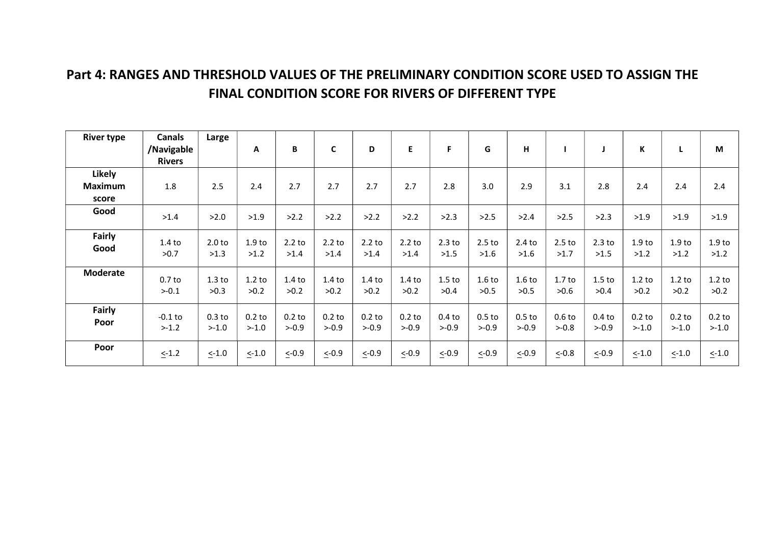## Part 4: RANGES AND THRESHOLD VALUES OF THE PRELIMINARY CONDITION SCORE USED TO ASSIGN THE FINAL CONDITION SCORE FOR RIVERS OF DIFFERENT TYPE

| River type | Canals /Navigable Rivers | Large | A | B | C | D | E | F | G | H | I | J | K | L | M |
|---|---|---|---|---|---|---|---|---|---|---|---|---|---|---|---|
| **Likely Maximum score** | 1.8 | 2.5 | 2.4 | 2.7 | 2.7 | 2.7 | 2.7 | 2.8 | 3.0 | 2.9 | 3.1 | 2.8 | 2.4 | 2.4 | 2.4 |
| **Good** | >1.4 | >2.0 | >1.9 | >2.2 | >2.2 | >2.2 | >2.2 | >2.3 | >2.5 | >2.4 | >2.5 | >2.3 | >1.9 | >1.9 | >1.9 |
| **Fairly Good** | 1.4 to >0.7 | 2.0 to >1.3 | 1.9 to >1.2 | 2.2 to >1.4 | 2.2 to >1.4 | 2.2 to >1.4 | 2.2 to >1.4 | 2.3 to >1.5 | 2.5 to >1.6 | 2.4 to >1.6 | 2.5 to >1.7 | 2.3 to >1.5 | 1.9 to >1.2 | 1.9 to >1.2 | 1.9 to >1.2 |
| **Moderate** | 0.7 to >-0.1 | 1.3 to >0.3 | 1.2 to >0.2 | 1.4 to >0.2 | 1.4 to >0.2 | 1.4 to >0.2 | 1.4 to >0.2 | 1.5 to >0.4 | 1.6 to >0.5 | 1.6 to >0.5 | 1.7 to >0.6 | 1.5 to >0.4 | 1.2 to >0.2 | 1.2 to >0.2 | 1.2 to >0.2 |
| **Fairly Poor** | -0.1 to >-1.2 | 0.3 to >-1.0 | 0.2 to >-1.0 | 0.2 to >-0.9 | 0.2 to >-0.9 | 0.2 to >-0.9 | 0.2 to >-0.9 | 0.4 to >-0.9 | 0.5 to >-0.9 | 0.5 to >-0.9 | 0.6 to >-0.8 | 0.4 to >-0.9 | 0.2 to >-1.0 | 0.2 to >-1.0 | 0.2 to >-1.0 |
| **Poor** | ≤-1.2 | ≤-1.0 | ≤-1.0 | ≤-0.9 | ≤-0.9 | ≤-0.9 | ≤-0.9 | ≤-0.9 | ≤-0.9 | ≤-0.9 | ≤-0.8 | ≤-0.9 | ≤-1.0 | ≤-1.0 | ≤-1.0 |